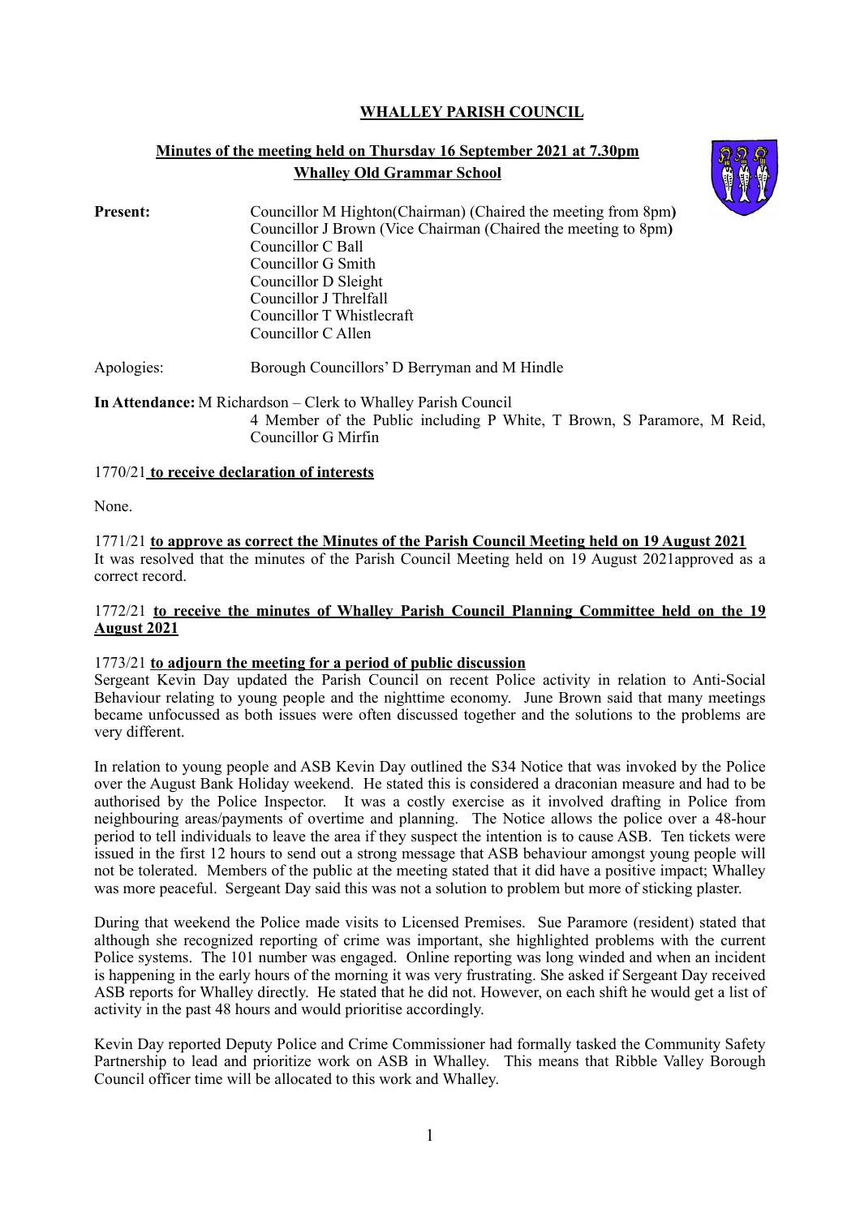# WHALLEY PARISH COUNCIL

## Minutes of the meeting held on Thursday 16 September 2021 at 7.30pm
## Whalley Old Grammar School

**Present:**
Councillor M Highton(Chairman) (Chaired the meeting from 8pm)
Councillor J Brown (Vice Chairman (Chaired the meeting to 8pm)
Councillor C Ball
Councillor G Smith
Councillor D Sleight
Councillor J Threlfall
Councillor T Whistlecraft
Councillor C Allen

Apologies: Borough Councillors' D Berryman and M Hindle

**In Attendance:** M Richardson – Clerk to Whalley Parish Council
4 Member of the Public including P White, T Brown, S Paramore, M Reid, Councillor G Mirfin

1770/21 **to receive declaration of interests**

None.

1771/21 **to approve as correct the Minutes of the Parish Council Meeting held on 19 August 2021**
It was resolved that the minutes of the Parish Council Meeting held on 19 August 2021approved as a correct record.

1772/21 **to receive the minutes of Whalley Parish Council Planning Committee held on the 19 August 2021**

1773/21 **to adjourn the meeting for a period of public discussion**
Sergeant Kevin Day updated the Parish Council on recent Police activity in relation to Anti-Social Behaviour relating to young people and the nighttime economy. June Brown said that many meetings became unfocussed as both issues were often discussed together and the solutions to the problems are very different.

In relation to young people and ASB Kevin Day outlined the S34 Notice that was invoked by the Police over the August Bank Holiday weekend. He stated this is considered a draconian measure and had to be authorised by the Police Inspector. It was a costly exercise as it involved drafting in Police from neighbouring areas/payments of overtime and planning. The Notice allows the police over a 48-hour period to tell individuals to leave the area if they suspect the intention is to cause ASB. Ten tickets were issued in the first 12 hours to send out a strong message that ASB behaviour amongst young people will not be tolerated. Members of the public at the meeting stated that it did have a positive impact; Whalley was more peaceful. Sergeant Day said this was not a solution to problem but more of sticking plaster.

During that weekend the Police made visits to Licensed Premises. Sue Paramore (resident) stated that although she recognized reporting of crime was important, she highlighted problems with the current Police systems. The 101 number was engaged. Online reporting was long winded and when an incident is happening in the early hours of the morning it was very frustrating. She asked if Sergeant Day received ASB reports for Whalley directly. He stated that he did not. However, on each shift he would get a list of activity in the past 48 hours and would prioritise accordingly.

Kevin Day reported Deputy Police and Crime Commissioner had formally tasked the Community Safety Partnership to lead and prioritize work on ASB in Whalley. This means that Ribble Valley Borough Council officer time will be allocated to this work and Whalley.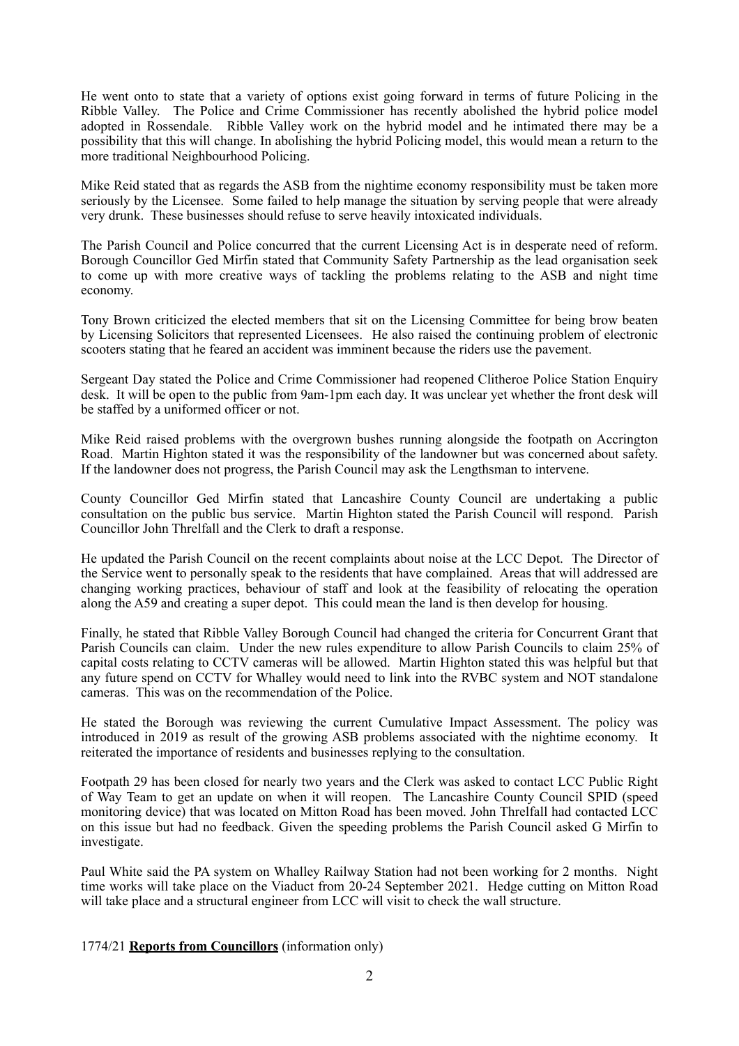He went onto to state that a variety of options exist going forward in terms of future Policing in the Ribble Valley. The Police and Crime Commissioner has recently abolished the hybrid police model adopted in Rossendale. Ribble Valley work on the hybrid model and he intimated there may be a possibility that this will change. In abolishing the hybrid Policing model, this would mean a return to the more traditional Neighbourhood Policing.

Mike Reid stated that as regards the ASB from the nighttime economy responsibility must be taken more seriously by the Licensee. Some failed to help manage the situation by serving people that were already very drunk. These businesses should refuse to serve heavily intoxicated individuals.

The Parish Council and Police concurred that the current Licensing Act is in desperate need of reform. Borough Councillor Ged Mirfin stated that Community Safety Partnership as the lead organisation seek to come up with more creative ways of tackling the problems relating to the ASB and night time economy.

Tony Brown criticized the elected members that sit on the Licensing Committee for being brow beaten by Licensing Solicitors that represented Licensees. He also raised the continuing problem of electronic scooters stating that he feared an accident was imminent because the riders use the pavement.

Sergeant Day stated the Police and Crime Commissioner had reopened Clitheroe Police Station Enquiry desk. It will be open to the public from 9am-1pm each day. It was unclear yet whether the front desk will be staffed by a uniformed officer or not.

Mike Reid raised problems with the overgrown bushes running alongside the footpath on Accrington Road. Martin Highton stated it was the responsibility of the landowner but was concerned about safety. If the landowner does not progress, the Parish Council may ask the Lengthsman to intervene.

County Councillor Ged Mirfin stated that Lancashire County Council are undertaking a public consultation on the public bus service. Martin Highton stated the Parish Council will respond. Parish Councillor John Threlfall and the Clerk to draft a response.

He updated the Parish Council on the recent complaints about noise at the LCC Depot. The Director of the Service went to personally speak to the residents that have complained. Areas that will addressed are changing working practices, behaviour of staff and look at the feasibility of relocating the operation along the A59 and creating a super depot. This could mean the land is then develop for housing.

Finally, he stated that Ribble Valley Borough Council had changed the criteria for Concurrent Grant that Parish Councils can claim. Under the new rules expenditure to allow Parish Councils to claim 25% of capital costs relating to CCTV cameras will be allowed. Martin Highton stated this was helpful but that any future spend on CCTV for Whalley would need to link into the RVBC system and NOT standalone cameras. This was on the recommendation of the Police.

He stated the Borough was reviewing the current Cumulative Impact Assessment. The policy was introduced in 2019 as result of the growing ASB problems associated with the nightime economy. It reiterated the importance of residents and businesses replying to the consultation.

Footpath 29 has been closed for nearly two years and the Clerk was asked to contact LCC Public Right of Way Team to get an update on when it will reopen. The Lancashire County Council SPID (speed monitoring device) that was located on Mitton Road has been moved. John Threlfall had contacted LCC on this issue but had no feedback. Given the speeding problems the Parish Council asked G Mirfin to investigate.

Paul White said the PA system on Whalley Railway Station had not been working for 2 months. Night time works will take place on the Viaduct from 20-24 September 2021. Hedge cutting on Mitton Road will take place and a structural engineer from LCC will visit to check the wall structure.

1774/21 **Reports from Councillors** (information only)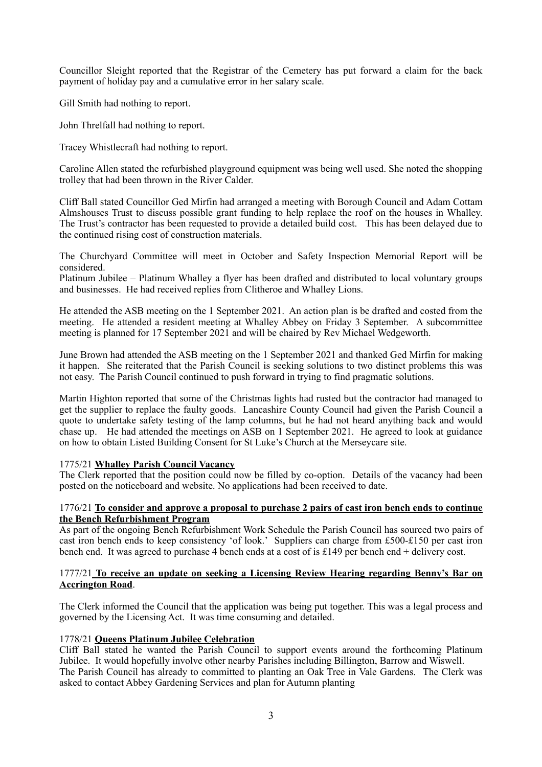Councillor Sleight reported that the Registrar of the Cemetery has put forward a claim for the back payment of holiday pay and a cumulative error in her salary scale.

Gill Smith had nothing to report.

John Threlfall had nothing to report.

Tracey Whistlecraft had nothing to report.

Caroline Allen stated the refurbished playground equipment was being well used. She noted the shopping trolley that had been thrown in the River Calder.

Cliff Ball stated Councillor Ged Mirfin had arranged a meeting with Borough Council and Adam Cottam Almshouses Trust to discuss possible grant funding to help replace the roof on the houses in Whalley. The Trust's contractor has been requested to provide a detailed build cost. This has been delayed due to the continued rising cost of construction materials.

The Churchyard Committee will meet in October and Safety Inspection Memorial Report will be considered.
Platinum Jubilee – Platinum Whalley a flyer has been drafted and distributed to local voluntary groups and businesses. He had received replies from Clitheroe and Whalley Lions.

He attended the ASB meeting on the 1 September 2021. An action plan is be drafted and costed from the meeting. He attended a resident meeting at Whalley Abbey on Friday 3 September. A subcommittee meeting is planned for 17 September 2021 and will be chaired by Rev Michael Wedgeworth.

June Brown had attended the ASB meeting on the 1 September 2021 and thanked Ged Mirfin for making it happen. She reiterated that the Parish Council is seeking solutions to two distinct problems this was not easy. The Parish Council continued to push forward in trying to find pragmatic solutions.

Martin Highton reported that some of the Christmas lights had rusted but the contractor had managed to get the supplier to replace the faulty goods. Lancashire County Council had given the Parish Council a quote to undertake safety testing of the lamp columns, but he had not heard anything back and would chase up. He had attended the meetings on ASB on 1 September 2021. He agreed to look at guidance on how to obtain Listed Building Consent for St Luke's Church at the Merseycare site.

1775/21 **Whalley Parish Council Vacancy**
The Clerk reported that the position could now be filled by co-option. Details of the vacancy had been posted on the noticeboard and website. No applications had been received to date.

1776/21 **To consider and approve a proposal to purchase 2 pairs of cast iron bench ends to continue the Bench Refurbishment Program**
As part of the ongoing Bench Refurbishment Work Schedule the Parish Council has sourced two pairs of cast iron bench ends to keep consistency 'of look.' Suppliers can charge from £500-£150 per cast iron bench end. It was agreed to purchase 4 bench ends at a cost of is £149 per bench end + delivery cost.

1777/21 **To receive an update on seeking a Licensing Review Hearing regarding Benny's Bar on Accrington Road**.

The Clerk informed the Council that the application was being put together. This was a legal process and governed by the Licensing Act. It was time consuming and detailed.

1778/21 **Queens Platinum Jubilee Celebration**
Cliff Ball stated he wanted the Parish Council to support events around the forthcoming Platinum Jubilee. It would hopefully involve other nearby Parishes including Billington, Barrow and Wiswell.
The Parish Council has already to committed to planting an Oak Tree in Vale Gardens. The Clerk was asked to contact Abbey Gardening Services and plan for Autumn planting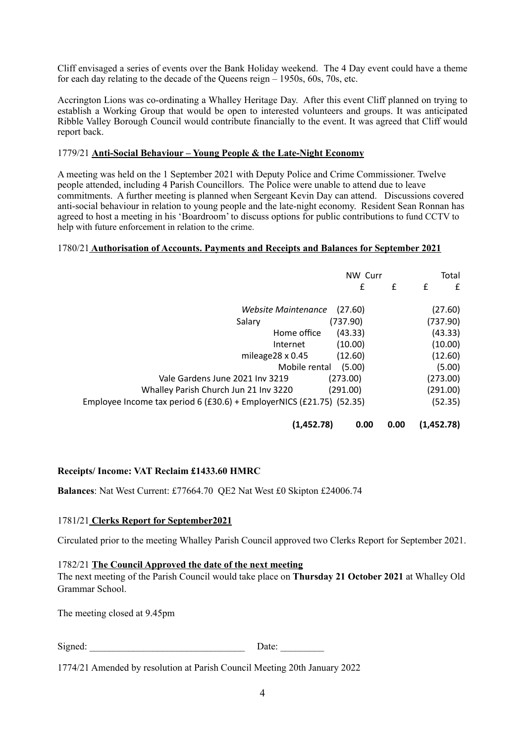Cliff envisaged a series of events over the Bank Holiday weekend. The 4 Day event could have a theme for each day relating to the decade of the Queens reign – 1950s, 60s, 70s, etc.

Accrington Lions was co-ordinating a Whalley Heritage Day. After this event Cliff planned on trying to establish a Working Group that would be open to interested volunteers and groups. It was anticipated Ribble Valley Borough Council would contribute financially to the event. It was agreed that Cliff would report back.

1779/21 **Anti-Social Behaviour – Young People & the Late-Night Economy**

A meeting was held on the 1 September 2021 with Deputy Police and Crime Commissioner. Twelve people attended, including 4 Parish Councillors. The Police were unable to attend due to leave commitments. A further meeting is planned when Sergeant Kevin Day can attend. Discussions covered anti-social behaviour in relation to young people and the late-night economy. Resident Sean Ronnan has agreed to host a meeting in his 'Boardroom' to discuss options for public contributions to fund CCTV to help with future enforcement in relation to the crime.

1780/21 **Authorisation of Accounts. Payments and Receipts and Balances for September 2021**

| | NW | Curr | | Total |
|---|---|---|---|---|
| | £ | £ | £ | £ |
| *Website Maintenance* | (27.60) | | | (27.60) |
| Salary | (737.90) | | | (737.90) |
| Home office | (43.33) | | | (43.33) |
| Internet | (10.00) | | | (10.00) |
| mileage28 x 0.45 | (12.60) | | | (12.60) |
| Mobile rental | (5.00) | | | (5.00) |
| Vale Gardens June 2021 Inv 3219 | (273.00) | | | (273.00) |
| Whalley Parish Church Jun 21 Inv 3220 | (291.00) | | | (291.00) |
| Employee Income tax period 6 (£30.6) + EmployerNICS (£21.75) | (52.35) | | | (52.35) |
| | **(1,452.78)** | **0.00** | **0.00** | **(1,452.78)** |

**Receipts/ Income: VAT Reclaim £1433.60 HMRC**

**Balances**: Nat West Current: £77664.70 QE2 Nat West £0 Skipton £24006.74

1781/21 **Clerks Report for September2021**

Circulated prior to the meeting Whalley Parish Council approved two Clerks Report for September 2021.

1782/21 **The Council Approved the date of the next meeting**

The next meeting of the Parish Council would take place on **Thursday 21 October 2021** at Whalley Old Grammar School.

The meeting closed at 9.45pm

Signed: _______________________________ Date: _________

1774/21 Amended by resolution at Parish Council Meeting 20th January 2022